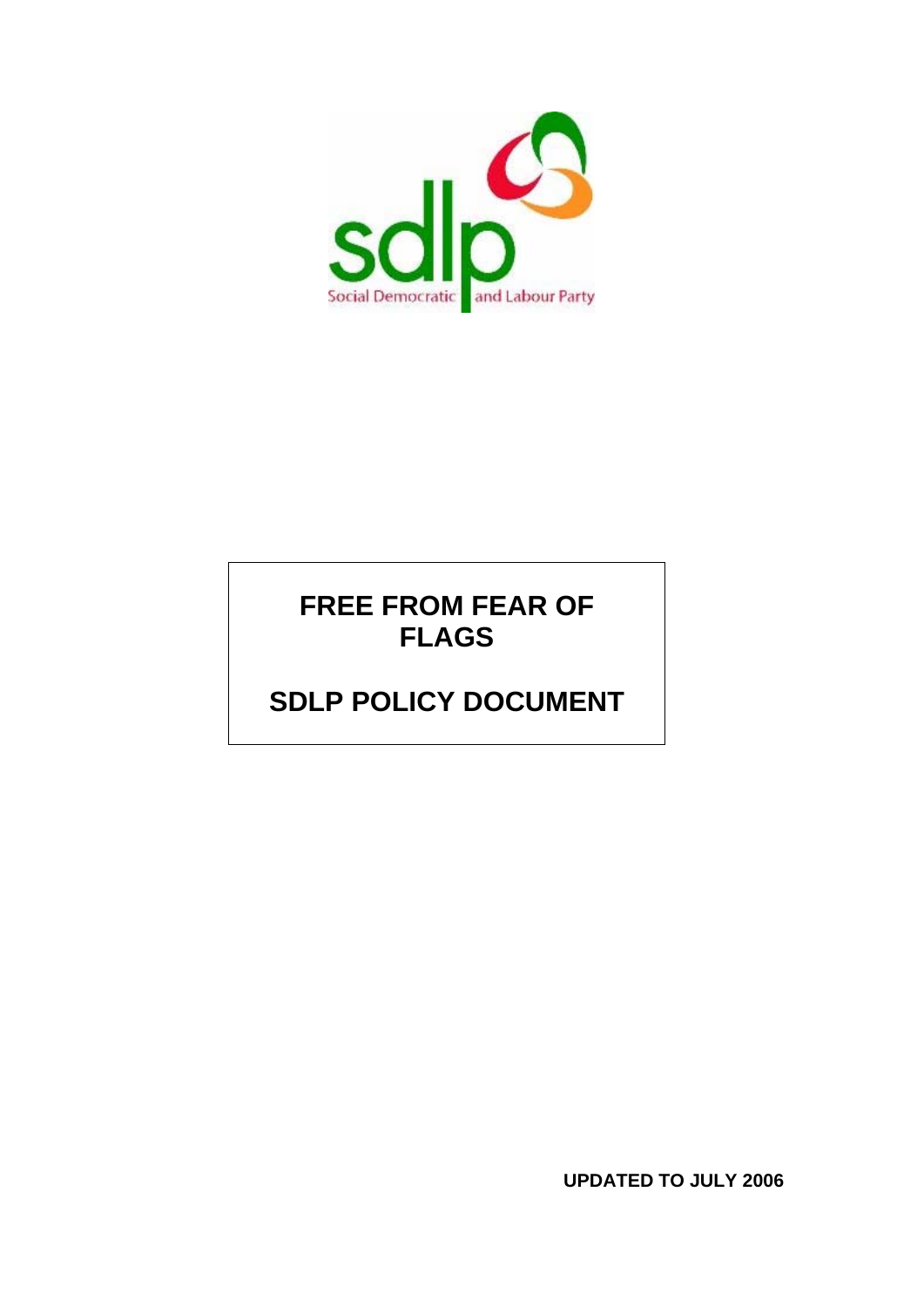sdlp

Social Democratic and Labour Party

# FREE FROM FEAR OF FLAGS

# SDLP POLICY DOCUMENT

**UPDATED TO JULY 2006**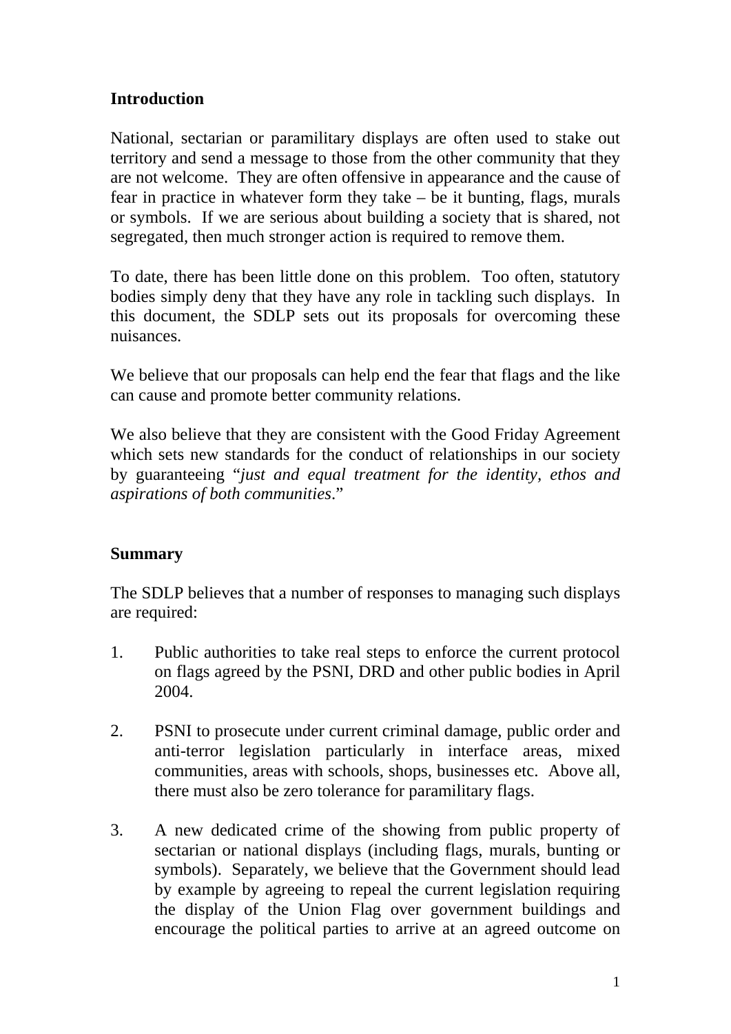## Introduction

National, sectarian or paramilitary displays are often used to stake out territory and send a message to those from the other community that they are not welcome. They are often offensive in appearance and the cause of fear in practice in whatever form they take – be it bunting, flags, murals or symbols. If we are serious about building a society that is shared, not segregated, then much stronger action is required to remove them.

To date, there has been little done on this problem. Too often, statutory bodies simply deny that they have any role in tackling such displays. In this document, the SDLP sets out its proposals for overcoming these nuisances.

We believe that our proposals can help end the fear that flags and the like can cause and promote better community relations.

We also believe that they are consistent with the Good Friday Agreement which sets new standards for the conduct of relationships in our society by guaranteeing "*just and equal treatment for the identity, ethos and aspirations of both communities*."

## Summary

The SDLP believes that a number of responses to managing such displays are required:

1. Public authorities to take real steps to enforce the current protocol on flags agreed by the PSNI, DRD and other public bodies in April 2004.

2. PSNI to prosecute under current criminal damage, public order and anti-terror legislation particularly in interface areas, mixed communities, areas with schools, shops, businesses etc. Above all, there must also be zero tolerance for paramilitary flags.

3. A new dedicated crime of the showing from public property of sectarian or national displays (including flags, murals, bunting or symbols). Separately, we believe that the Government should lead by example by agreeing to repeal the current legislation requiring the display of the Union Flag over government buildings and encourage the political parties to arrive at an agreed outcome on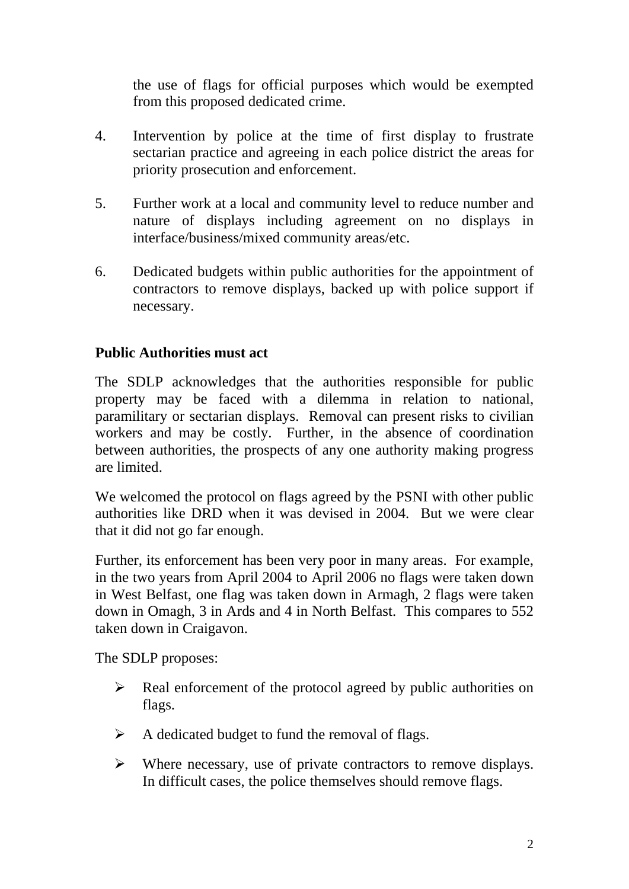the use of flags for official purposes which would be exempted from this proposed dedicated crime.

4. Intervention by police at the time of first display to frustrate sectarian practice and agreeing in each police district the areas for priority prosecution and enforcement.

5. Further work at a local and community level to reduce number and nature of displays including agreement on no displays in interface/business/mixed community areas/etc.

6. Dedicated budgets within public authorities for the appointment of contractors to remove displays, backed up with police support if necessary.

**Public Authorities must act**

The SDLP acknowledges that the authorities responsible for public property may be faced with a dilemma in relation to national, paramilitary or sectarian displays. Removal can present risks to civilian workers and may be costly. Further, in the absence of coordination between authorities, the prospects of any one authority making progress are limited.

We welcomed the protocol on flags agreed by the PSNI with other public authorities like DRD when it was devised in 2004. But we were clear that it did not go far enough.

Further, its enforcement has been very poor in many areas. For example, in the two years from April 2004 to April 2006 no flags were taken down in West Belfast, one flag was taken down in Armagh, 2 flags were taken down in Omagh, 3 in Ards and 4 in North Belfast. This compares to 552 taken down in Craigavon.

The SDLP proposes:

- Real enforcement of the protocol agreed by public authorities on flags.
- A dedicated budget to fund the removal of flags.
- Where necessary, use of private contractors to remove displays. In difficult cases, the police themselves should remove flags.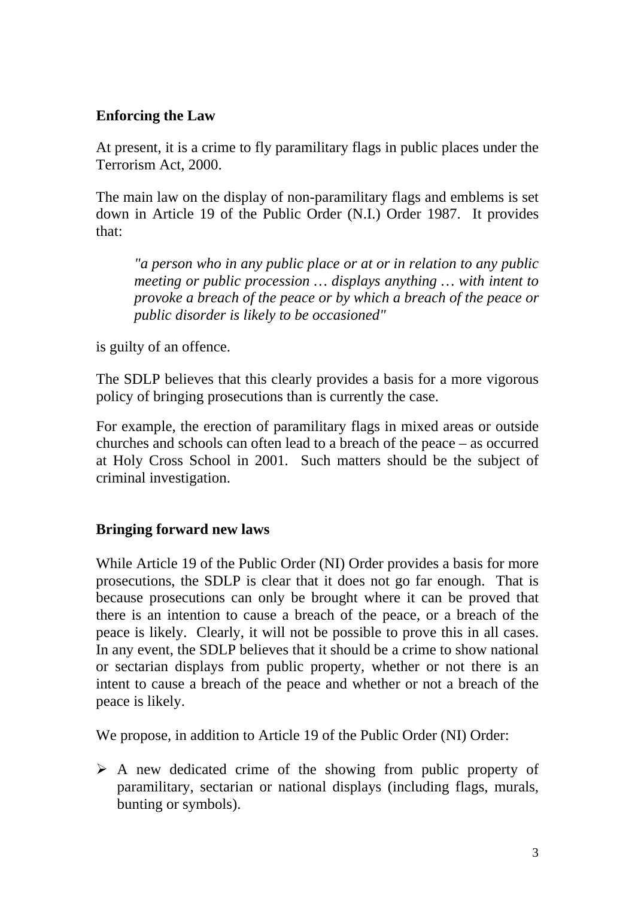## Enforcing the Law

At present, it is a crime to fly paramilitary flags in public places under the Terrorism Act, 2000.

The main law on the display of non-paramilitary flags and emblems is set down in Article 19 of the Public Order (N.I.) Order 1987. It provides that:

> *"a person who in any public place or at or in relation to any public meeting or public procession … displays anything … with intent to provoke a breach of the peace or by which a breach of the peace or public disorder is likely to be occasioned"*

is guilty of an offence.

The SDLP believes that this clearly provides a basis for a more vigorous policy of bringing prosecutions than is currently the case.

For example, the erection of paramilitary flags in mixed areas or outside churches and schools can often lead to a breach of the peace – as occurred at Holy Cross School in 2001. Such matters should be the subject of criminal investigation.

## Bringing forward new laws

While Article 19 of the Public Order (NI) Order provides a basis for more prosecutions, the SDLP is clear that it does not go far enough. That is because prosecutions can only be brought where it can be proved that there is an intention to cause a breach of the peace, or a breach of the peace is likely. Clearly, it will not be possible to prove this in all cases. In any event, the SDLP believes that it should be a crime to show national or sectarian displays from public property, whether or not there is an intent to cause a breach of the peace and whether or not a breach of the peace is likely.

We propose, in addition to Article 19 of the Public Order (NI) Order:

- A new dedicated crime of the showing from public property of paramilitary, sectarian or national displays (including flags, murals, bunting or symbols).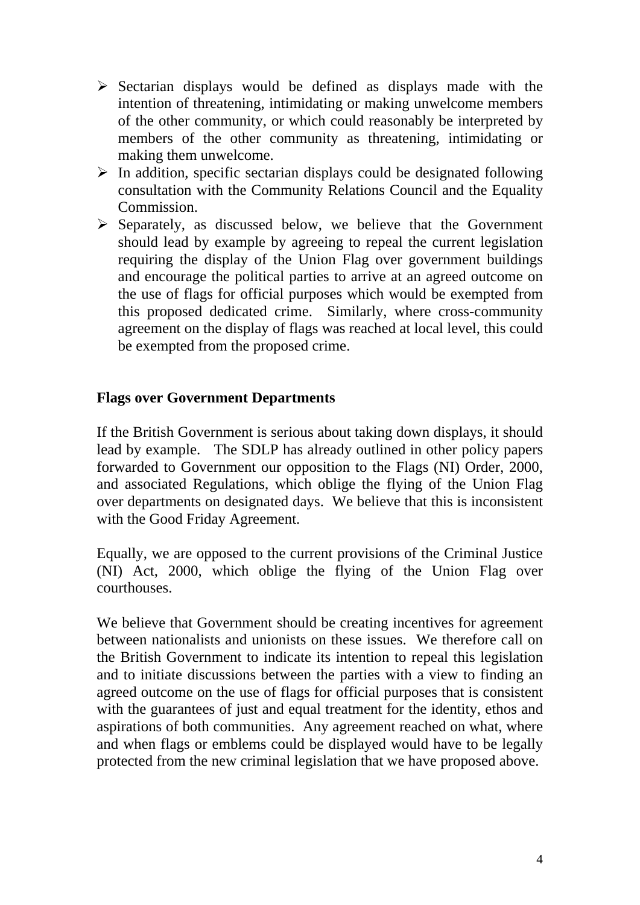- Sectarian displays would be defined as displays made with the intention of threatening, intimidating or making unwelcome members of the other community, or which could reasonably be interpreted by members of the other community as threatening, intimidating or making them unwelcome.
- In addition, specific sectarian displays could be designated following consultation with the Community Relations Council and the Equality Commission.
- Separately, as discussed below, we believe that the Government should lead by example by agreeing to repeal the current legislation requiring the display of the Union Flag over government buildings and encourage the political parties to arrive at an agreed outcome on the use of flags for official purposes which would be exempted from this proposed dedicated crime. Similarly, where cross-community agreement on the display of flags was reached at local level, this could be exempted from the proposed crime.

**Flags over Government Departments**

If the British Government is serious about taking down displays, it should lead by example. The SDLP has already outlined in other policy papers forwarded to Government our opposition to the Flags (NI) Order, 2000, and associated Regulations, which oblige the flying of the Union Flag over departments on designated days. We believe that this is inconsistent with the Good Friday Agreement.

Equally, we are opposed to the current provisions of the Criminal Justice (NI) Act, 2000, which oblige the flying of the Union Flag over courthouses.

We believe that Government should be creating incentives for agreement between nationalists and unionists on these issues. We therefore call on the British Government to indicate its intention to repeal this legislation and to initiate discussions between the parties with a view to finding an agreed outcome on the use of flags for official purposes that is consistent with the guarantees of just and equal treatment for the identity, ethos and aspirations of both communities. Any agreement reached on what, where and when flags or emblems could be displayed would have to be legally protected from the new criminal legislation that we have proposed above.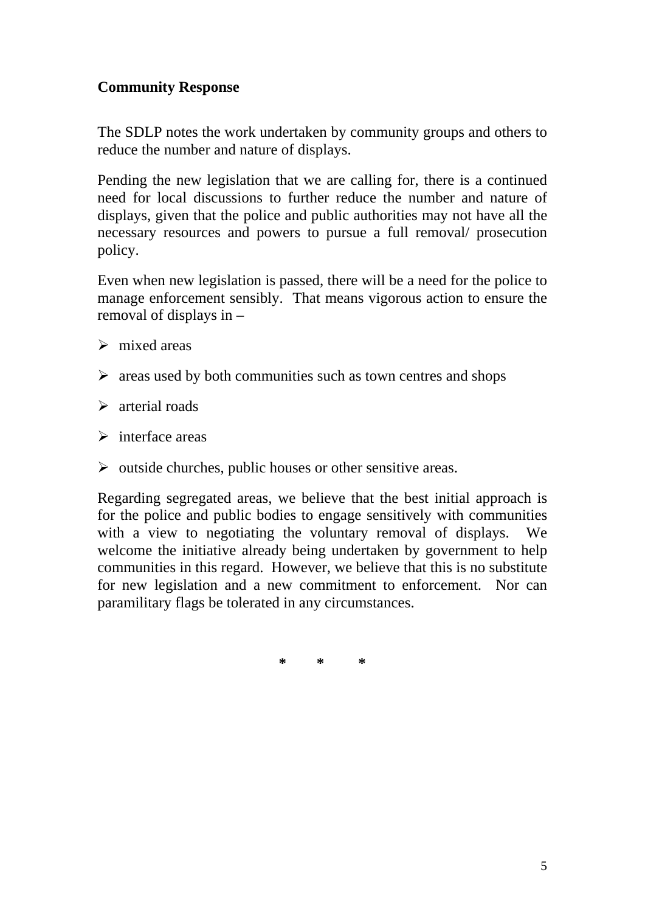**Community Response**

The SDLP notes the work undertaken by community groups and others to reduce the number and nature of displays.

Pending the new legislation that we are calling for, there is a continued need for local discussions to further reduce the number and nature of displays, given that the police and public authorities may not have all the necessary resources and powers to pursue a full removal/ prosecution policy.

Even when new legislation is passed, there will be a need for the police to manage enforcement sensibly. That means vigorous action to ensure the removal of displays in –

- mixed areas
- areas used by both communities such as town centres and shops
- arterial roads
- interface areas
- outside churches, public houses or other sensitive areas.

Regarding segregated areas, we believe that the best initial approach is for the police and public bodies to engage sensitively with communities with a view to negotiating the voluntary removal of displays. We welcome the initiative already being undertaken by government to help communities in this regard. However, we believe that this is no substitute for new legislation and a new commitment to enforcement. Nor can paramilitary flags be tolerated in any circumstances.

\* \* \*